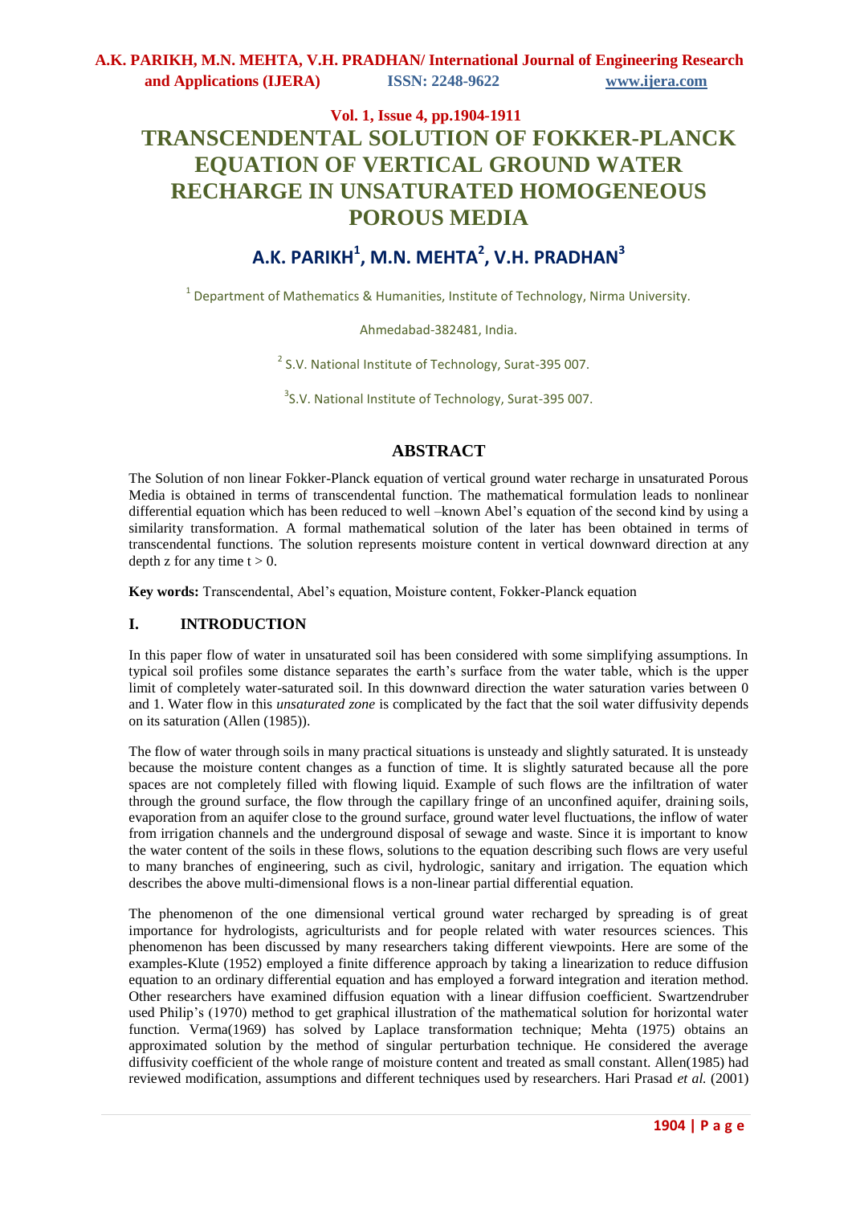# TRANSCENDENTAL SOLUTION OF FOKKER-PLANCK EQUATION OF VERTICAL GROUND WATER RECHARGE IN UNSATURATED HOMOGENEOUS POROUS MEDIA

## A.K. PARIKH[1], M.N. MEHTA[2], V.H. PRADHAN[3]

[1] Department of Mathematics & Humanities, Institute of Technology, Nirma University.

Ahmedabad-382481, India.

[2] S.V. National Institute of Technology, Surat-395 007.

[3] S.V. National Institute of Technology, Surat-395 007.

## ABSTRACT

The Solution of non linear Fokker-Planck equation of vertical ground water recharge in unsaturated Porous Media is obtained in terms of transcendental function. The mathematical formulation leads to nonlinear differential equation which has been reduced to well –known Abel's equation of the second kind by using a similarity transformation. A formal mathematical solution of the later has been obtained in terms of transcendental functions. The solution represents moisture content in vertical downward direction at any depth z for any time $t > 0$.

**Key words:** Transcendental, Abel's equation, Moisture content, Fokker-Planck equation

## I. INTRODUCTION

In this paper flow of water in unsaturated soil has been considered with some simplifying assumptions. In typical soil profiles some distance separates the earth's surface from the water table, which is the upper limit of completely water-saturated soil. In this downward direction the water saturation varies between 0 and 1. Water flow in this *unsaturated zone* is complicated by the fact that the soil water diffusivity depends on its saturation (Allen (1985)).

The flow of water through soils in many practical situations is unsteady and slightly saturated. It is unsteady because the moisture content changes as a function of time. It is slightly saturated because all the pore spaces are not completely filled with flowing liquid. Example of such flows are the infiltration of water through the ground surface, the flow through the capillary fringe of an unconfined aquifer, draining soils, evaporation from an aquifer close to the ground surface, ground water level fluctuations, the inflow of water from irrigation channels and the underground disposal of sewage and waste. Since it is important to know the water content of the soils in these flows, solutions to the equation describing such flows are very useful to many branches of engineering, such as civil, hydrologic, sanitary and irrigation. The equation which describes the above multi-dimensional flows is a non-linear partial differential equation.

The phenomenon of the one dimensional vertical ground water recharged by spreading is of great importance for hydrologists, agriculturists and for people related with water resources sciences. This phenomenon has been discussed by many researchers taking different viewpoints. Here are some of the examples-Klute (1952) employed a finite difference approach by taking a linearization to reduce diffusion equation to an ordinary differential equation and has employed a forward integration and iteration method. Other researchers have examined diffusion equation with a linear diffusion coefficient. Swartzendruber used Philip's (1970) method to get graphical illustration of the mathematical solution for horizontal water function. Verma(1969) has solved by Laplace transformation technique; Mehta (1975) obtains an approximated solution by the method of singular perturbation technique. He considered the average diffusivity coefficient of the whole range of moisture content and treated as small constant. Allen(1985) had reviewed modification, assumptions and different techniques used by researchers. Hari Prasad *et al.* (2001)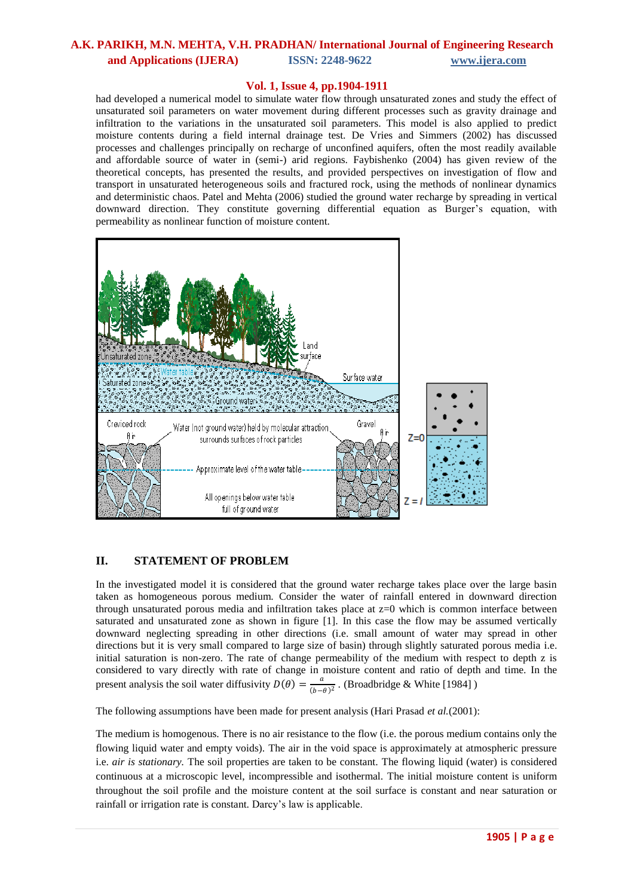had developed a numerical model to simulate water flow through unsaturated zones and study the effect of unsaturated soil parameters on water movement during different processes such as gravity drainage and infiltration to the variations in the unsaturated soil parameters. This model is also applied to predict moisture contents during a field internal drainage test. De Vries and Simmers (2002) has discussed processes and challenges principally on recharge of unconfined aquifers, often the most readily available and affordable source of water in (semi-) arid regions. Faybishenko (2004) has given review of the theoretical concepts, has presented the results, and provided perspectives on investigation of flow and transport in unsaturated heterogeneous soils and fractured rock, using the methods of nonlinear dynamics and deterministic chaos. Patel and Mehta (2006) studied the ground water recharge by spreading in vertical downward direction. They constitute governing differential equation as Burger's equation, with permeability as nonlinear function of moisture content.

## II. STATEMENT OF PROBLEM

In the investigated model it is considered that the ground water recharge takes place over the large basin taken as homogeneous porous medium. Consider the water of rainfall entered in downward direction through unsaturated porous media and infiltration takes place at z=0 which is common interface between saturated and unsaturated zone as shown in figure [1]. In this case the flow may be assumed vertically downward neglecting spreading in other directions (i.e. small amount of water may spread in other directions but it is very small compared to large size of basin) through slightly saturated porous media i.e. initial saturation is non-zero. The rate of change permeability of the medium with respect to depth z is considered to vary directly with rate of change in moisture content and ratio of depth and time. In the present analysis the soil water diffusivity $D(\theta) = \frac{a}{(b-\theta)^2}$ . (Broadbridge & White [1984] )

The following assumptions have been made for present analysis (Hari Prasad *et al.*(2001):

The medium is homogenous. There is no air resistance to the flow (i.e. the porous medium contains only the flowing liquid water and empty voids). The air in the void space is approximately at atmospheric pressure i.e. *air is stationary.* The soil properties are taken to be constant. The flowing liquid (water) is considered continuous at a microscopic level, incompressible and isothermal. The initial moisture content is uniform throughout the soil profile and the moisture content at the soil surface is constant and near saturation or rainfall or irrigation rate is constant. Darcy's law is applicable.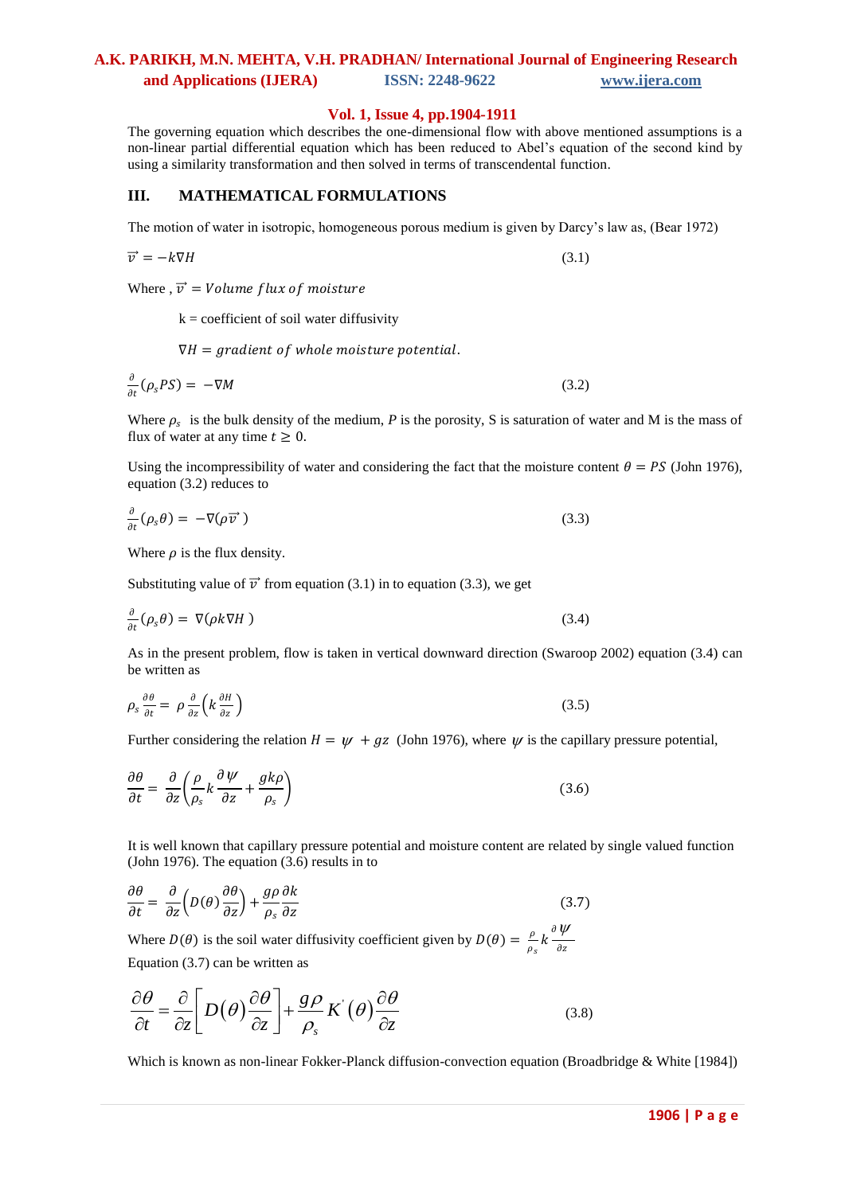The governing equation which describes the one-dimensional flow with above mentioned assumptions is a non-linear partial differential equation which has been reduced to Abel's equation of the second kind by using a similarity transformation and then solved in terms of transcendental function.

## III. MATHEMATICAL FORMULATIONS

The motion of water in isotropic, homogeneous porous medium is given by Darcy's law as, (Bear 1972)

$$\vec{v} = -k\nabla H \tag{3.1}$$

Where , $\vec{v} = Volume\ flux\ of\ moisture$

k = coefficient of soil water diffusivity

$\nabla H = gradient\ of\ whole\ moisture\ potential.$

$$\frac{\partial}{\partial t}(\rho_s PS) = -\nabla M \tag{3.2}$$

Where $\rho_s$ is the bulk density of the medium, $P$ is the porosity, S is saturation of water and M is the mass of flux of water at any time $t \geq 0$.

Using the incompressibility of water and considering the fact that the moisture content $\theta = PS$ (John 1976), equation (3.2) reduces to

$$\frac{\partial}{\partial t}(\rho_s \theta) = -\nabla(\rho \vec{v}\,) \tag{3.3}$$

Where $\rho$ is the flux density.

Substituting value of $\vec{v}$ from equation (3.1) in to equation (3.3), we get

$$\frac{\partial}{\partial t}(\rho_s \theta) = \nabla(\rho k \nabla H\,) \tag{3.4}$$

As in the present problem, flow is taken in vertical downward direction (Swaroop 2002) equation (3.4) can be written as

$$\rho_s \frac{\partial \theta}{\partial t} = \rho \frac{\partial}{\partial z}\left(k \frac{\partial H}{\partial z}\right) \tag{3.5}$$

Further considering the relation $H = \psi + gz$ (John 1976), where $\psi$ is the capillary pressure potential,

$$\frac{\partial \theta}{\partial t} = \frac{\partial}{\partial z}\left(\frac{\rho}{\rho_s} k \frac{\partial \psi}{\partial z} + \frac{gk\rho}{\rho_s}\right) \tag{3.6}$$

It is well known that capillary pressure potential and moisture content are related by single valued function (John 1976). The equation (3.6) results in to

$$\frac{\partial \theta}{\partial t} = \frac{\partial}{\partial z}\left(D(\theta)\frac{\partial \theta}{\partial z}\right) + \frac{g\rho}{\rho_s}\frac{\partial k}{\partial z} \tag{3.7}$$

Where $D(\theta)$ is the soil water diffusivity coefficient given by $D(\theta) = \frac{\rho}{\rho_s} k \frac{\partial \psi}{\partial z}$

Equation (3.7) can be written as

$$\frac{\partial \theta}{\partial t} = \frac{\partial}{\partial z}\left[D(\theta)\frac{\partial \theta}{\partial z}\right] + \frac{g\rho}{\rho_s} K'(\theta)\frac{\partial \theta}{\partial z} \tag{3.8}$$

Which is known as non-linear Fokker-Planck diffusion-convection equation (Broadbridge & White [1984])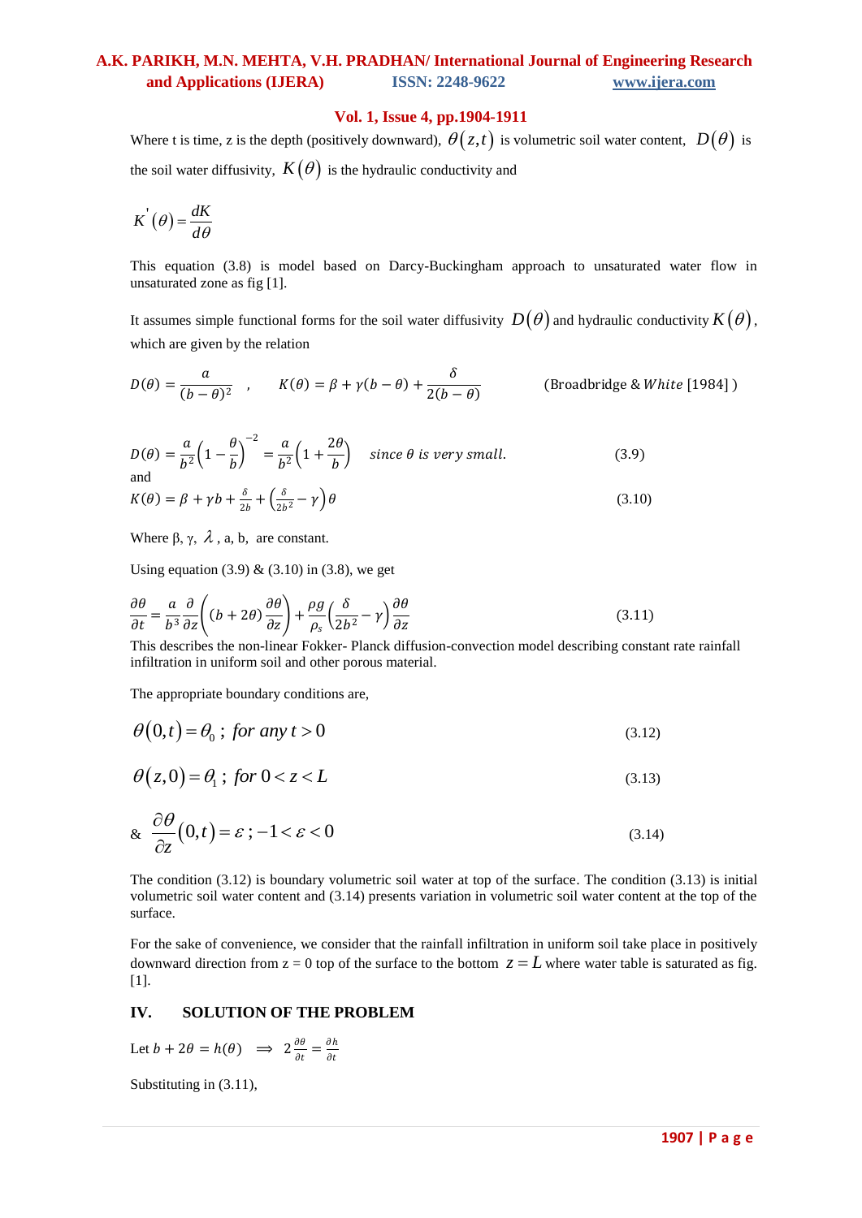Where t is time, z is the depth (positively downward), $\theta(z,t)$ is volumetric soil water content, $D(\theta)$ is the soil water diffusivity, $K(\theta)$ is the hydraulic conductivity and

$$K^{'}(\theta) = \frac{dK}{d\theta}$$

This equation (3.8) is model based on Darcy-Buckingham approach to unsaturated water flow in unsaturated zone as fig [1].

It assumes simple functional forms for the soil water diffusivity $D(\theta)$ and hydraulic conductivity $K(\theta)$, which are given by the relation

$$D(\theta) = \frac{a}{(b-\theta)^2} \quad , \quad K(\theta) = \beta + \gamma(b-\theta) + \frac{\delta}{2(b-\theta)} \qquad \text{(Broadbridge \& White [1984])}$$

$$D(\theta) = \frac{a}{b^2}\left(1 - \frac{\theta}{b}\right)^{-2} = \frac{a}{b^2}\left(1 + \frac{2\theta}{b}\right) \quad \textit{since } \theta \textit{ is very small.} \tag{3.9}$$

and

$$K(\theta) = \beta + \gamma b + \frac{\delta}{2b} + \left(\frac{\delta}{2b^2} - \gamma\right)\theta \tag{3.10}$$

Where β, γ, $\lambda$, a, b, are constant.

Using equation (3.9) & (3.10) in (3.8), we get

$$\frac{\partial\theta}{\partial t} = \frac{a}{b^3}\frac{\partial}{\partial z}\left((b+2\theta)\frac{\partial\theta}{\partial z}\right) + \frac{\rho g}{\rho_s}\left(\frac{\delta}{2b^2} - \gamma\right)\frac{\partial\theta}{\partial z} \tag{3.11}$$

This describes the non-linear Fokker- Planck diffusion-convection model describing constant rate rainfall infiltration in uniform soil and other porous material.

The appropriate boundary conditions are,

$$\theta(0,t) = \theta_0 \; ; \; \textit{for any } t > 0 \tag{3.12}$$

$$\theta(z,0) = \theta_1 \; ; \; \textit{for } 0 < z < L \tag{3.13}$$

$$\& \quad \frac{\partial\theta}{\partial z}(0,t) = \varepsilon \; ; -1 < \varepsilon < 0 \tag{3.14}$$

The condition (3.12) is boundary volumetric soil water at top of the surface. The condition (3.13) is initial volumetric soil water content and (3.14) presents variation in volumetric soil water content at the top of the surface.

For the sake of convenience, we consider that the rainfall infiltration in uniform soil take place in positively downward direction from z = 0 top of the surface to the bottom $z = L$ where water table is saturated as fig. [1].

## IV. SOLUTION OF THE PROBLEM

Let $b + 2\theta = h(\theta) \implies 2\frac{\partial\theta}{\partial t} = \frac{\partial h}{\partial t}$

Substituting in (3.11),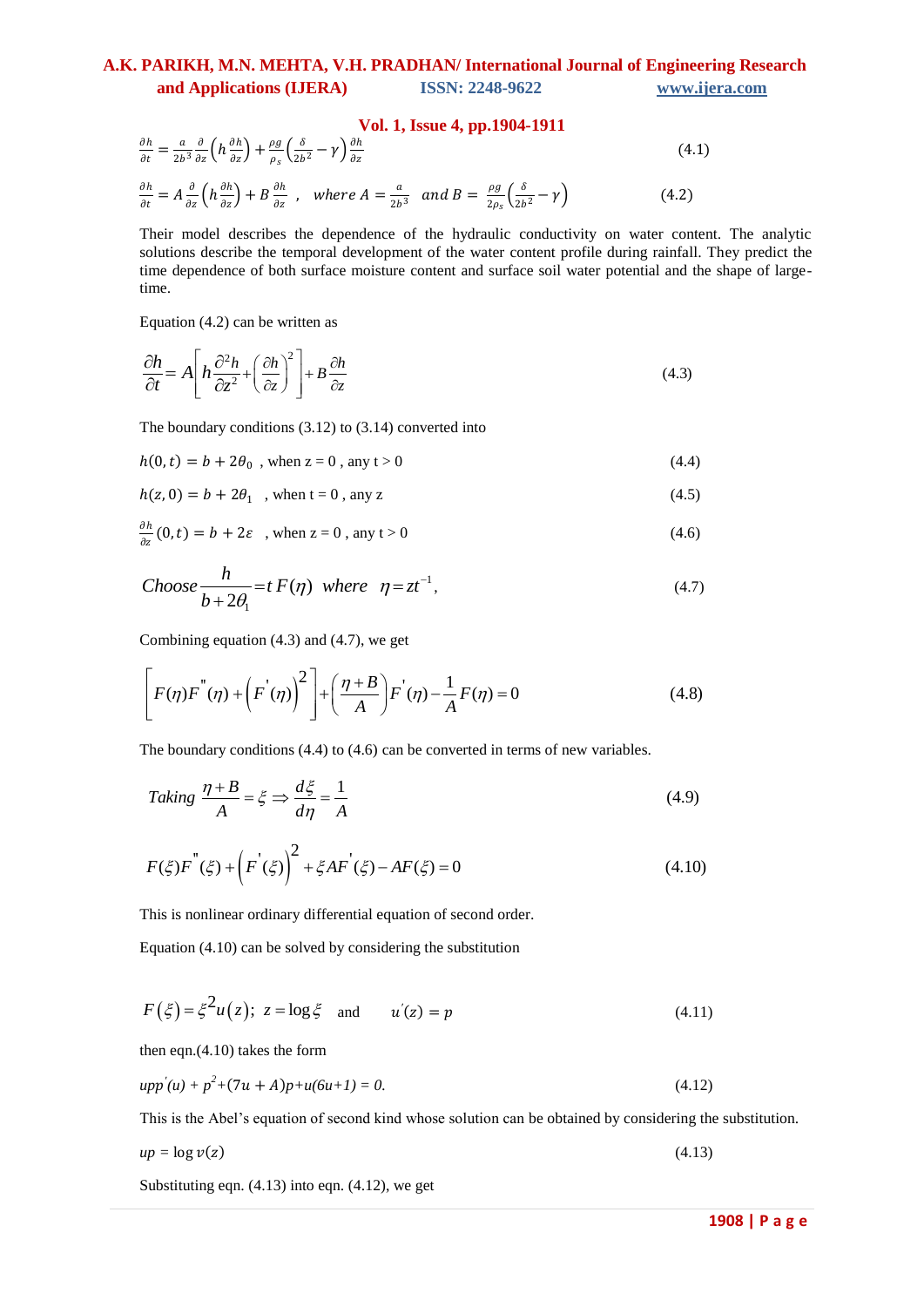$$\frac{\partial h}{\partial t} = \frac{a}{2b^3}\frac{\partial}{\partial z}\left(h\frac{\partial h}{\partial z}\right) + \frac{\rho g}{\rho_s}\left(\frac{\delta}{2b^2} - \gamma\right)\frac{\partial h}{\partial z} \tag{4.1}$$

$$\frac{\partial h}{\partial t} = A\frac{\partial}{\partial z}\left(h\frac{\partial h}{\partial z}\right) + B\frac{\partial h}{\partial z}\ , \quad where\ A = \frac{a}{2b^3}\ \ and\ B = \frac{\rho g}{2\rho_s}\left(\frac{\delta}{2b^2} - \gamma\right) \tag{4.2}$$

Their model describes the dependence of the hydraulic conductivity on water content. The analytic solutions describe the temporal development of the water content profile during rainfall. They predict the time dependence of both surface moisture content and surface soil water potential and the shape of large-time.

Equation (4.2) can be written as

$$\frac{\partial h}{\partial t} = A\left[h\frac{\partial^2 h}{\partial z^2} + \left(\frac{\partial h}{\partial z}\right)^2\right] + B\frac{\partial h}{\partial z} \tag{4.3}$$

The boundary conditions (3.12) to (3.14) converted into

$$h(0,t) = b + 2\theta_0\ \text{, when z = 0 , any t > 0} \tag{4.4}$$

$$h(z,0) = b + 2\theta_1\ \text{, when t = 0 , any z} \tag{4.5}$$

$$\frac{\partial h}{\partial z}(0,t) = b + 2\varepsilon\ \text{, when z = 0 , any t > 0} \tag{4.6}$$

$$Choose\ \frac{h}{b + 2\theta_1} = t\,F(\eta)\ \ where\ \ \eta = zt^{-1}, \tag{4.7}$$

Combining equation (4.3) and (4.7), we get

$$\left[F(\eta)F''(\eta) + \left(F'(\eta)\right)^2\right] + \left(\frac{\eta + B}{A}\right)F'(\eta) - \frac{1}{A}F(\eta) = 0 \tag{4.8}$$

The boundary conditions (4.4) to (4.6) can be converted in terms of new variables.

$$Taking\ \frac{\eta + B}{A} = \xi \Rightarrow \frac{d\xi}{d\eta} = \frac{1}{A} \tag{4.9}$$

$$F(\xi)F''(\xi) + \left(F'(\xi)\right)^2 + \xi AF'(\xi) - AF(\xi) = 0 \tag{4.10}$$

This is nonlinear ordinary differential equation of second order.

Equation (4.10) can be solved by considering the substitution

$$F(\xi) = \xi^2 u(z);\ \ z = \log\xi \quad \text{and} \quad u'(z) = p \tag{4.11}$$

then eqn.(4.10) takes the form

$$upp'(u) + p^2 + (7u + A)p + u(6u+1) = 0. \tag{4.12}$$

This is the Abel's equation of second kind whose solution can be obtained by considering the substitution.

$$up = \log v(z) \tag{4.13}$$

Substituting eqn. (4.13) into eqn. (4.12), we get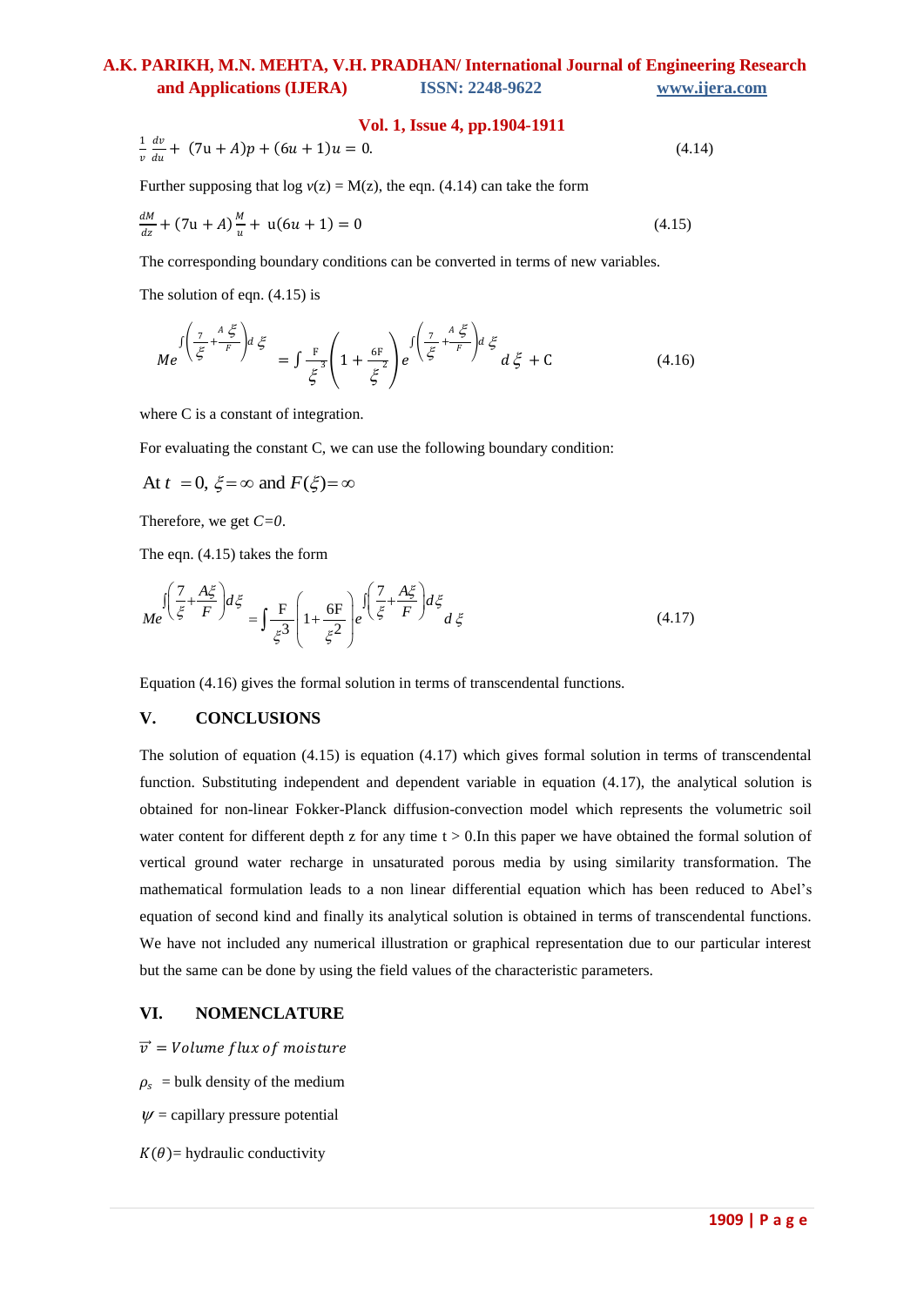$$\frac{1}{v}\frac{dv}{du} + (7\mathrm{u} + A)p + (6u + 1)u = 0. \tag{4.14}$$

Further supposing that log $v(z) = \mathrm{M}(z)$, the eqn. (4.14) can take the form

$$\frac{dM}{dz} + (7\mathrm{u} + A)\frac{M}{u} + \mathrm{u}(6u + 1) = 0 \tag{4.15}$$

The corresponding boundary conditions can be converted in terms of new variables.

The solution of eqn. (4.15) is

$$Me^{\int\left(\frac{7}{\xi}+\frac{A\,\xi}{F}\right)d\,\xi} = \int \frac{\mathrm{F}}{\xi^3}\left(1 + \frac{6\mathrm{F}}{\xi^2}\right)e^{\int\left(\frac{7}{\xi}+\frac{A\,\xi}{F}\right)d\,\xi}\, d\,\xi + \mathrm{C} \tag{4.16}$$

where C is a constant of integration.

For evaluating the constant C, we can use the following boundary condition:

At $t = 0$, $\xi = \infty$ and $F(\xi) = \infty$

Therefore, we get $C=0$.

The eqn. (4.15) takes the form

$$Me^{\int\left(\frac{7}{\xi}+\frac{A\xi}{F}\right)d\xi} = \int \frac{\mathrm{F}}{\xi^3}\left(1+\frac{6\mathrm{F}}{\xi^2}\right)e^{\int\left(\frac{7}{\xi}+\frac{A\xi}{F}\right)d\xi}\, d\,\xi \tag{4.17}$$

Equation (4.16) gives the formal solution in terms of transcendental functions.

## V. CONCLUSIONS

The solution of equation (4.15) is equation (4.17) which gives formal solution in terms of transcendental function. Substituting independent and dependent variable in equation (4.17), the analytical solution is obtained for non-linear Fokker-Planck diffusion-convection model which represents the volumetric soil water content for different depth z for any time t > 0.In this paper we have obtained the formal solution of vertical ground water recharge in unsaturated porous media by using similarity transformation. The mathematical formulation leads to a non linear differential equation which has been reduced to Abel's equation of second kind and finally its analytical solution is obtained in terms of transcendental functions. We have not included any numerical illustration or graphical representation due to our particular interest but the same can be done by using the field values of the characteristic parameters.

## VI. NOMENCLATURE

$\vec{v}$ = *Volume flux of moisture*

$\rho_s$ = bulk density of the medium

$\psi$ = capillary pressure potential

$K(\theta)$= hydraulic conductivity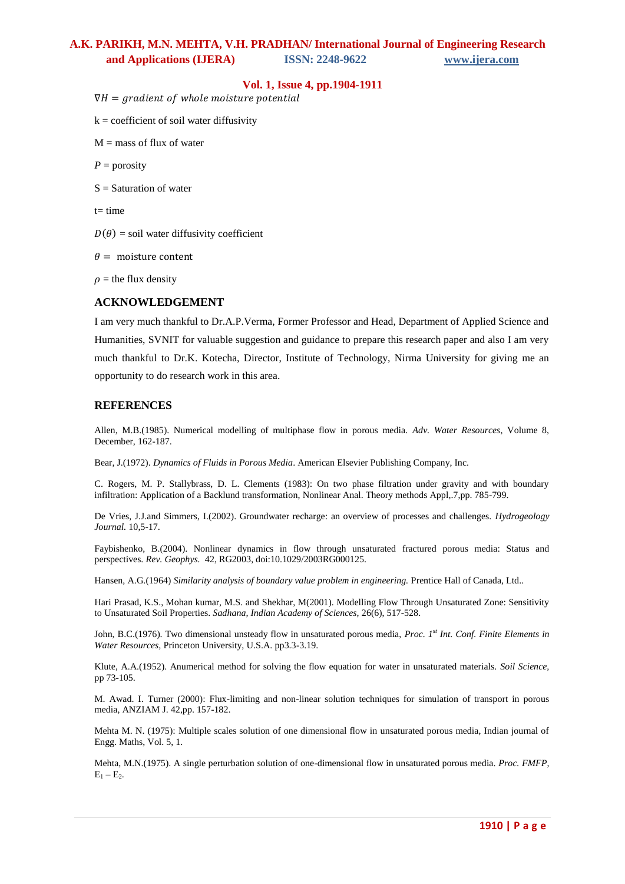$\nabla H = gradient\ of\ whole\ moisture\ potential$

k = coefficient of soil water diffusivity

M = mass of flux of water

$P$ = porosity

S = Saturation of water

t= time

$D(\theta)$ = soil water diffusivity coefficient

$\theta =$ moisture content

$\rho$ = the flux density

## ACKNOWLEDGEMENT

I am very much thankful to Dr.A.P.Verma, Former Professor and Head, Department of Applied Science and Humanities, SVNIT for valuable suggestion and guidance to prepare this research paper and also I am very much thankful to Dr.K. Kotecha, Director, Institute of Technology, Nirma University for giving me an opportunity to do research work in this area.

## REFERENCES

Allen, M.B.(1985). Numerical modelling of multiphase flow in porous media. *Adv. Water Resources*, Volume 8, December, 162-187.

Bear, J.(1972). *Dynamics of Fluids in Porous Media*. American Elsevier Publishing Company, Inc.

C. Rogers, M. P. Stallybrass, D. L. Clements (1983): On two phase filtration under gravity and with boundary infiltration: Application of a Backlund transformation, Nonlinear Anal. Theory methods Appl,.7,pp. 785-799.

De Vries, J.J.and Simmers, I.(2002). Groundwater recharge: an overview of processes and challenges. *Hydrogeology Journal.* 10,5-17.

Faybishenko, B.(2004). Nonlinear dynamics in flow through unsaturated fractured porous media: Status and perspectives. *Rev. Geophys.* 42, RG2003, doi:10.1029/2003RG000125.

Hansen, A.G.(1964) *Similarity analysis of boundary value problem in engineering.* Prentice Hall of Canada, Ltd..

Hari Prasad, K.S., Mohan kumar, M.S. and Shekhar, M(2001). Modelling Flow Through Unsaturated Zone: Sensitivity to Unsaturated Soil Properties. *Sadhana, Indian Academy of Sciences,* 26(6), 517-528.

John, B.C.(1976). Two dimensional unsteady flow in unsaturated porous media, *Proc. 1st Int. Conf. Finite Elements in Water Resources*, Princeton University, U.S.A. pp3.3-3.19.

Klute, A.A.(1952). Anumerical method for solving the flow equation for water in unsaturated materials. *Soil Science*, pp 73-105.

M. Awad. I. Turner (2000): Flux-limiting and non-linear solution techniques for simulation of transport in porous media, ANZIAM J. 42,pp. 157-182.

Mehta M. N. (1975): Multiple scales solution of one dimensional flow in unsaturated porous media, Indian journal of Engg. Maths, Vol. 5, 1.

Mehta, M.N.(1975). A single perturbation solution of one-dimensional flow in unsaturated porous media. *Proc. FMFP*, $E_1 - E_2$.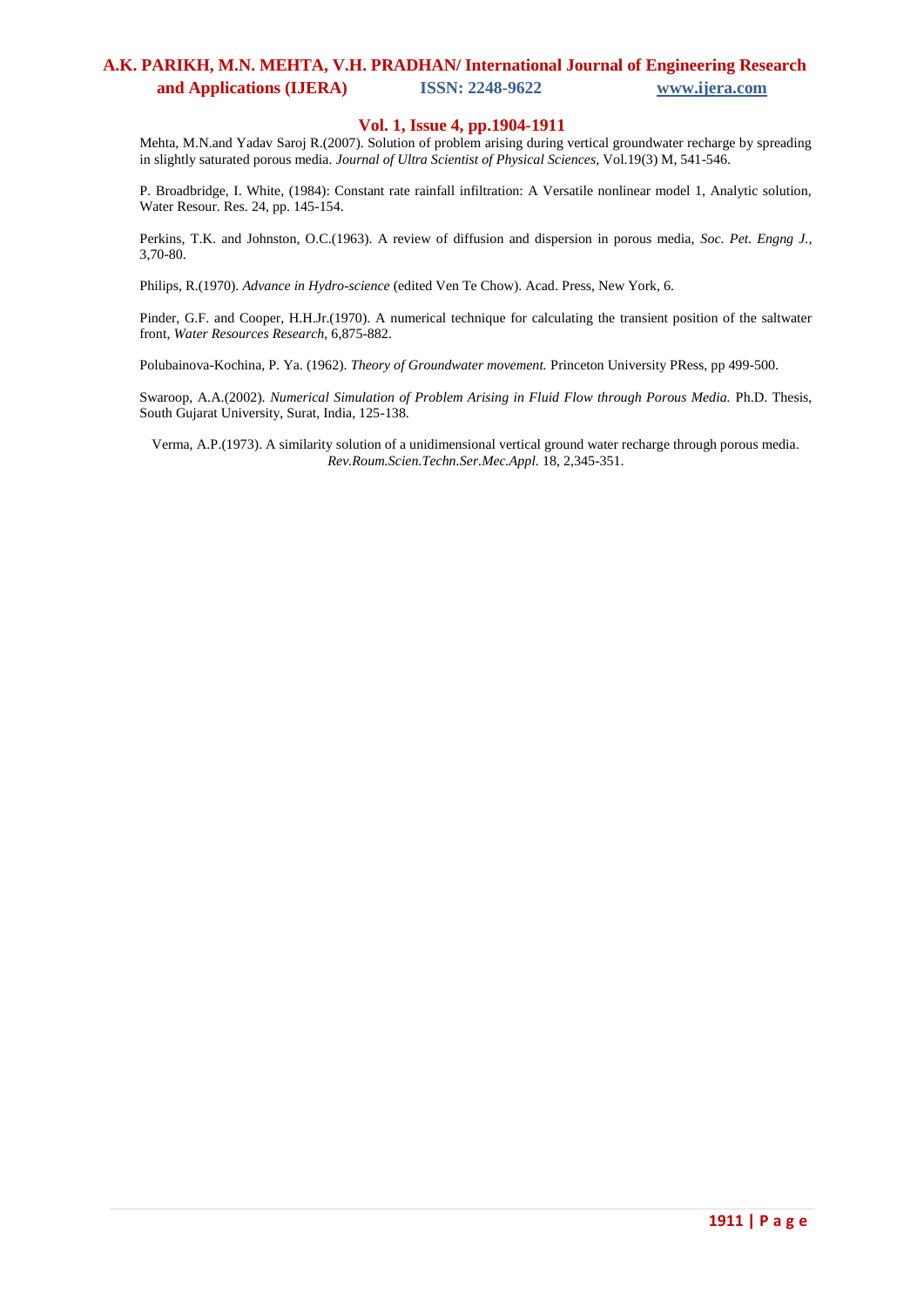Mehta, M.N.and Yadav Saroj R.(2007). Solution of problem arising during vertical groundwater recharge by spreading in slightly saturated porous media. *Journal of Ultra Scientist of Physical Sciences,* Vol.19(3) M, 541-546.

P. Broadbridge, I. White, (1984): Constant rate rainfall infiltration: A Versatile nonlinear model 1, Analytic solution, Water Resour. Res. 24, pp. 145-154.

Perkins, T.K. and Johnston, O.C.(1963). A review of diffusion and dispersion in porous media, *Soc. Pet. Engng J.,* 3,70-80.

Philips, R.(1970). *Advance in Hydro-science* (edited Ven Te Chow). Acad. Press, New York, 6.

Pinder, G.F. and Cooper, H.H.Jr.(1970). A numerical technique for calculating the transient position of the saltwater front, *Water Resources Research,* 6,875-882.

Polubainova-Kochina, P. Ya. (1962). *Theory of Groundwater movement.* Princeton University PRess, pp 499-500.

Swaroop, A.A.(2002). *Numerical Simulation of Problem Arising in Fluid Flow through Porous Media.* Ph.D. Thesis, South Gujarat University, Surat, India, 125-138.

Verma, A.P.(1973). A similarity solution of a unidimensional vertical ground water recharge through porous media. *Rev.Roum.Scien.Techn.Ser.Mec.Appl.* 18, 2,345-351.